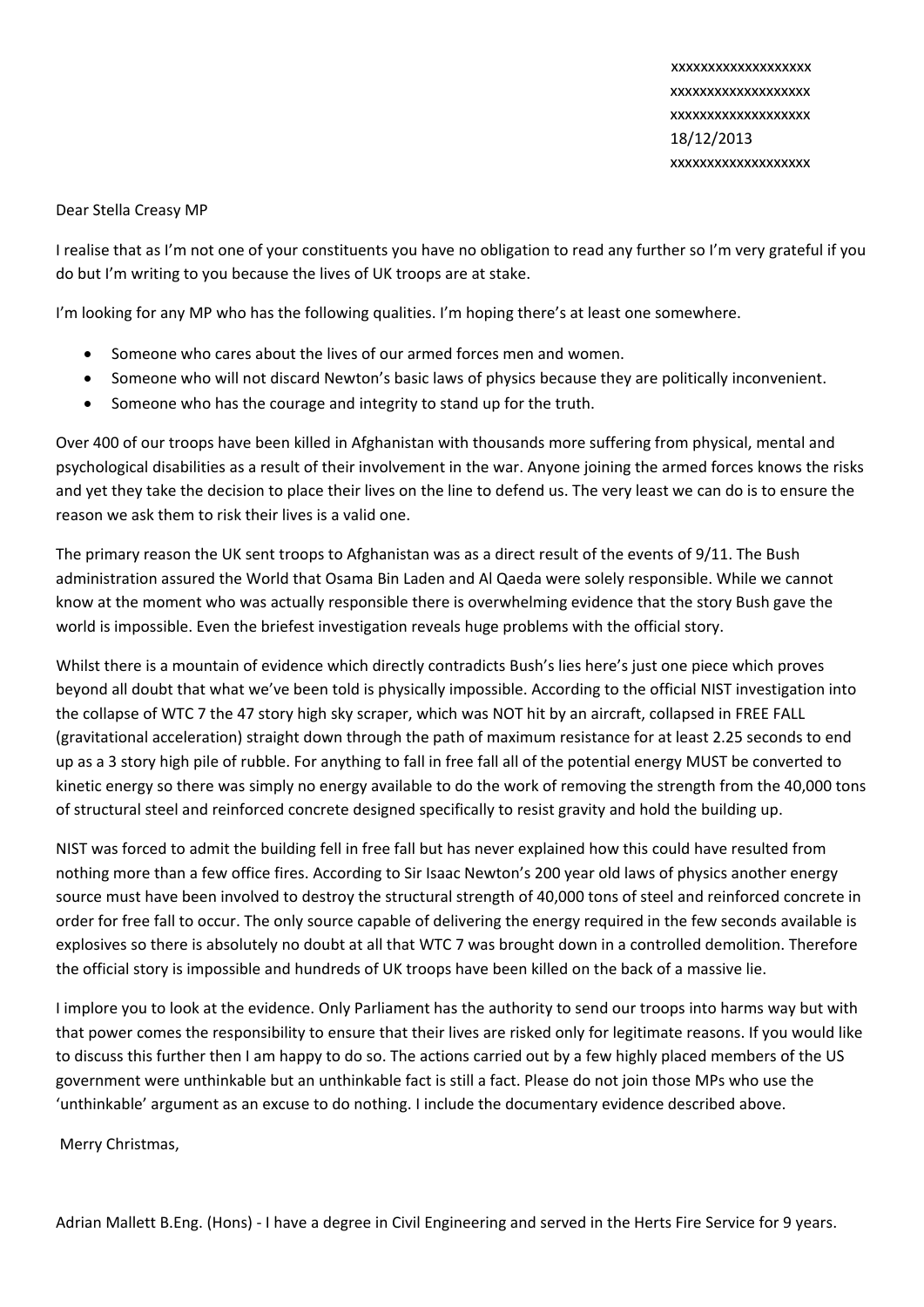xxxxxxxxxxxxxxxxxxx
xxxxxxxxxxxxxxxxxx
xxxxxxxxxxxxxxxxxx
18/12/2013
xxxxxxxxxxxxxxxxxxx

Dear Stella Creasy MP

I realise that as I'm not one of your constituents you have no obligation to read any further so I'm very grateful if you do but I'm writing to you because the lives of UK troops are at stake.

I'm looking for any MP who has the following qualities. I'm hoping there's at least one somewhere.

- Someone who cares about the lives of our armed forces men and women.
- Someone who will not discard Newton's basic laws of physics because they are politically inconvenient.
- Someone who has the courage and integrity to stand up for the truth.

Over 400 of our troops have been killed in Afghanistan with thousands more suffering from physical, mental and psychological disabilities as a result of their involvement in the war. Anyone joining the armed forces knows the risks and yet they take the decision to place their lives on the line to defend us. The very least we can do is to ensure the reason we ask them to risk their lives is a valid one.

The primary reason the UK sent troops to Afghanistan was as a direct result of the events of 9/11. The Bush administration assured the World that Osama Bin Laden and Al Qaeda were solely responsible. While we cannot know at the moment who was actually responsible there is overwhelming evidence that the story Bush gave the world is impossible. Even the briefest investigation reveals huge problems with the official story.

Whilst there is a mountain of evidence which directly contradicts Bush's lies here's just one piece which proves beyond all doubt that what we've been told is physically impossible. According to the official NIST investigation into the collapse of WTC 7 the 47 story high sky scraper, which was NOT hit by an aircraft, collapsed in FREE FALL (gravitational acceleration) straight down through the path of maximum resistance for at least 2.25 seconds to end up as a 3 story high pile of rubble. For anything to fall in free fall all of the potential energy MUST be converted to kinetic energy so there was simply no energy available to do the work of removing the strength from the 40,000 tons of structural steel and reinforced concrete designed specifically to resist gravity and hold the building up.

NIST was forced to admit the building fell in free fall but has never explained how this could have resulted from nothing more than a few office fires. According to Sir Isaac Newton's 200 year old laws of physics another energy source must have been involved to destroy the structural strength of 40,000 tons of steel and reinforced concrete in order for free fall to occur. The only source capable of delivering the energy required in the few seconds available is explosives so there is absolutely no doubt at all that WTC 7 was brought down in a controlled demolition. Therefore the official story is impossible and hundreds of UK troops have been killed on the back of a massive lie.

I implore you to look at the evidence. Only Parliament has the authority to send our troops into harms way but with that power comes the responsibility to ensure that their lives are risked only for legitimate reasons. If you would like to discuss this further then I am happy to do so. The actions carried out by a few highly placed members of the US government were unthinkable but an unthinkable fact is still a fact. Please do not join those MPs who use the 'unthinkable' argument as an excuse to do nothing. I include the documentary evidence described above.

Merry Christmas,

Adrian Mallett B.Eng. (Hons) - I have a degree in Civil Engineering and served in the Herts Fire Service for 9 years.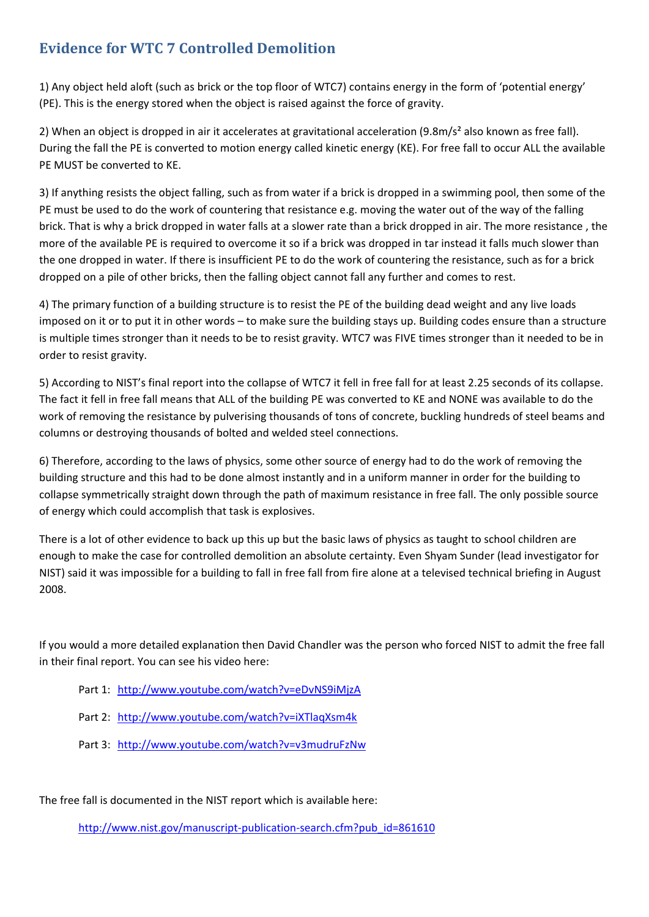## Evidence for WTC 7 Controlled Demolition

1) Any object held aloft (such as brick or the top floor of WTC7) contains energy in the form of 'potential energy' (PE). This is the energy stored when the object is raised against the force of gravity.

2) When an object is dropped in air it accelerates at gravitational acceleration (9.8m/s$^2$ also known as free fall). During the fall the PE is converted to motion energy called kinetic energy (KE). For free fall to occur ALL the available PE MUST be converted to KE.

3) If anything resists the object falling, such as from water if a brick is dropped in a swimming pool, then some of the PE must be used to do the work of countering that resistance e.g. moving the water out of the way of the falling brick. That is why a brick dropped in water falls at a slower rate than a brick dropped in air. The more resistance , the more of the available PE is required to overcome it so if a brick was dropped in tar instead it falls much slower than the one dropped in water. If there is insufficient PE to do the work of countering the resistance, such as for a brick dropped on a pile of other bricks, then the falling object cannot fall any further and comes to rest.

4) The primary function of a building structure is to resist the PE of the building dead weight and any live loads imposed on it or to put it in other words – to make sure the building stays up. Building codes ensure than a structure is multiple times stronger than it needs to be to resist gravity. WTC7 was FIVE times stronger than it needed to be in order to resist gravity.

5) According to NIST's final report into the collapse of WTC7 it fell in free fall for at least 2.25 seconds of its collapse. The fact it fell in free fall means that ALL of the building PE was converted to KE and NONE was available to do the work of removing the resistance by pulverising thousands of tons of concrete, buckling hundreds of steel beams and columns or destroying thousands of bolted and welded steel connections.

6) Therefore, according to the laws of physics, some other source of energy had to do the work of removing the building structure and this had to be done almost instantly and in a uniform manner in order for the building to collapse symmetrically straight down through the path of maximum resistance in free fall. The only possible source of energy which could accomplish that task is explosives.

There is a lot of other evidence to back up this up but the basic laws of physics as taught to school children are enough to make the case for controlled demolition an absolute certainty. Even Shyam Sunder (lead investigator for NIST) said it was impossible for a building to fall in free fall from fire alone at a televised technical briefing in August 2008.

If you would a more detailed explanation then David Chandler was the person who forced NIST to admit the free fall in their final report. You can see his video here:

- Part 1: http://www.youtube.com/watch?v=eDvNS9iMjzA
- Part 2: http://www.youtube.com/watch?v=iXTlaqXsm4k
- Part 3: http://www.youtube.com/watch?v=v3mudruFzNw

The free fall is documented in the NIST report which is available here:

http://www.nist.gov/manuscript-publication-search.cfm?pub_id=861610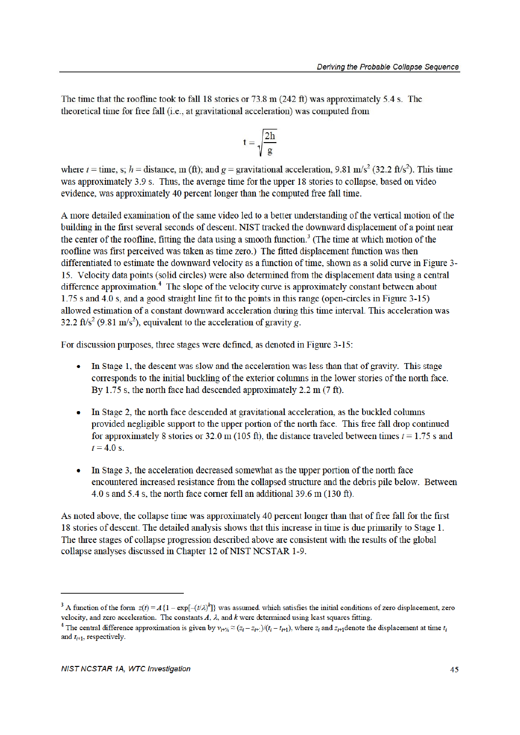The time that the roofline took to fall 18 stories or 73.8 m (242 ft) was approximately 5.4 s. The theoretical time for free fall (i.e., at gravitational acceleration) was computed from

$$t = \sqrt{\frac{2h}{g}}$$

where $t$ = time, s; $h$ = distance, m (ft); and $g$ = gravitational acceleration, 9.81 m/s$^2$ (32.2 ft/s$^2$). This time was approximately 3.9 s. Thus, the average time for the upper 18 stories to collapse, based on video evidence, was approximately 40 percent longer than the computed free fall time.

A more detailed examination of the same video led to a better understanding of the vertical motion of the building in the first several seconds of descent. NIST tracked the downward displacement of a point near the center of the roofline, fitting the data using a smooth function.[3] (The time at which motion of the roofline was first perceived was taken as time zero.) The fitted displacement function was then differentiated to estimate the downward velocity as a function of time, shown as a solid curve in Figure 3-15. Velocity data points (solid circles) were also determined from the displacement data using a central difference approximation.[4] The slope of the velocity curve is approximately constant between about 1.75 s and 4.0 s, and a good straight line fit to the points in this range (open-circles in Figure 3-15) allowed estimation of a constant downward acceleration during this time interval. This acceleration was 32.2 ft/s$^2$ (9.81 m/s$^2$), equivalent to the acceleration of gravity $g$.

For discussion purposes, three stages were defined, as denoted in Figure 3-15:

- In Stage 1, the descent was slow and the acceleration was less than that of gravity. This stage corresponds to the initial buckling of the exterior columns in the lower stories of the north face. By 1.75 s, the north face had descended approximately 2.2 m (7 ft).
- In Stage 2, the north face descended at gravitational acceleration, as the buckled columns provided negligible support to the upper portion of the north face. This free fall drop continued for approximately 8 stories or 32.0 m (105 ft), the distance traveled between times $t$ = 1.75 s and $t$ = 4.0 s.
- In Stage 3, the acceleration decreased somewhat as the upper portion of the north face encountered increased resistance from the collapsed structure and the debris pile below. Between 4.0 s and 5.4 s, the north face corner fell an additional 39.6 m (130 ft).

As noted above, the collapse time was approximately 40 percent longer than that of free fall for the first 18 stories of descent. The detailed analysis shows that this increase in time is due primarily to Stage 1. The three stages of collapse progression described above are consistent with the results of the global collapse analyses discussed in Chapter 12 of NIST NCSTAR 1-9.

---

[3] A function of the form $z(t) = A\{1 - \exp[-(t/\lambda)^k]\}$ was assumed, which satisfies the initial conditions of zero displacement, zero velocity, and zero acceleration. The constants $A$, $\lambda$, and $k$ were determined using least squares fitting.

[4] The central difference approximation is given by $v_{i+½} \approx (z_i - z_{i+1})/(t_i - t_{i+1})$, where $z_i$ and $z_{i+1}$ denote the displacement at time $t_i$ and $t_{i+1}$, respectively.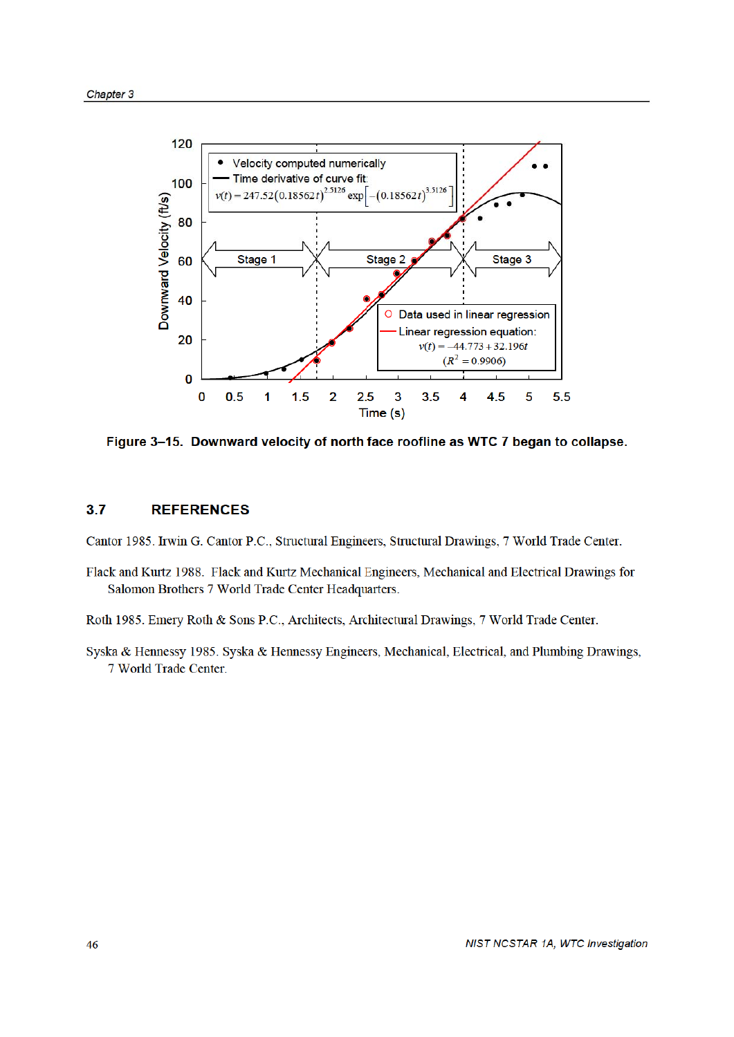120
100
80
60
40
20
0

Downward Velocity (ft/s)

0 0.5 1 1.5 2 2.5 3 3.5 4 4.5 5 5.5

Time (s)

Velocity computed numerically

Time derivative of curve fit:

$v(t) = 247.52(0.18562t)^{2.5126} \exp\left[-(0.18562t)^{3.5126}\right]$

Stage 1

Stage 2

Stage 3

Data used in linear regression

Linear regression equation:

$v(t) = -44.773 + 32.196t$

$(R^2 = 0.9906)$

**Figure 3–15. Downward velocity of north face roofline as WTC 7 began to collapse.**

## 3.7 REFERENCES

Cantor 1985. Irwin G. Cantor P.C., Structural Engineers, Structural Drawings, 7 World Trade Center.

Flack and Kurtz 1988. Flack and Kurtz Mechanical Engineers, Mechanical and Electrical Drawings for Salomon Brothers 7 World Trade Center Headquarters.

Roth 1985. Emery Roth & Sons P.C., Architects, Architectural Drawings, 7 World Trade Center.

Syska & Hennessy 1985. Syska & Hennessy Engineers, Mechanical, Electrical, and Plumbing Drawings, 7 World Trade Center.